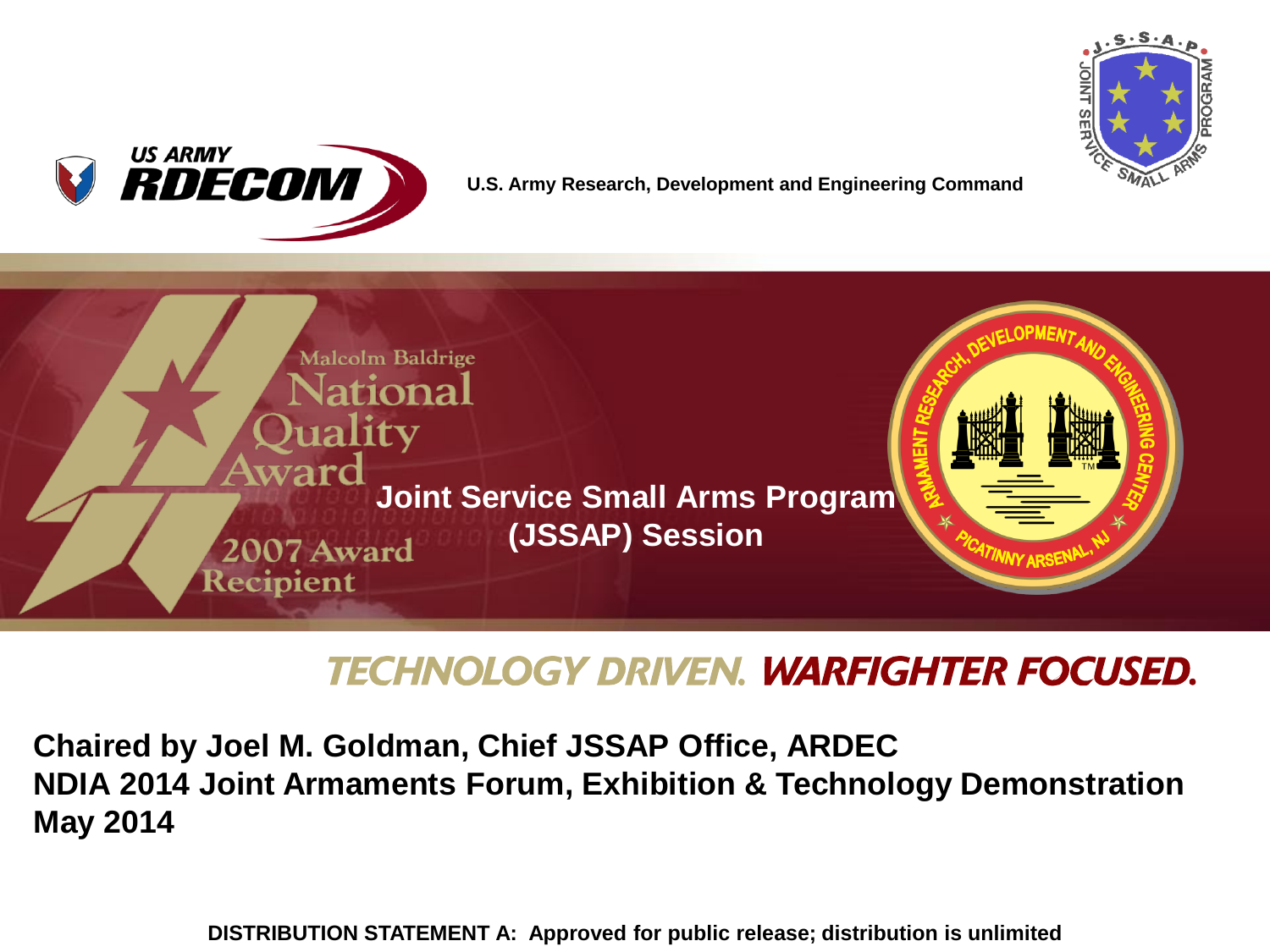US ARMY RDECOM

U.S. Army Research, Development and Engineering Command

Malcolm Baldrige National Quality Award 2007 Award Recipient

# Joint Service Small Arms Program (JSSAP) Session

TECHNOLOGY DRIVEN. WARFIGHTER FOCUSED.

**Chaired by Joel M. Goldman, Chief JSSAP Office, ARDEC**
**NDIA 2014 Joint Armaments Forum, Exhibition & Technology Demonstration**
**May 2014**

**DISTRIBUTION STATEMENT A: Approved for public release; distribution is unlimited**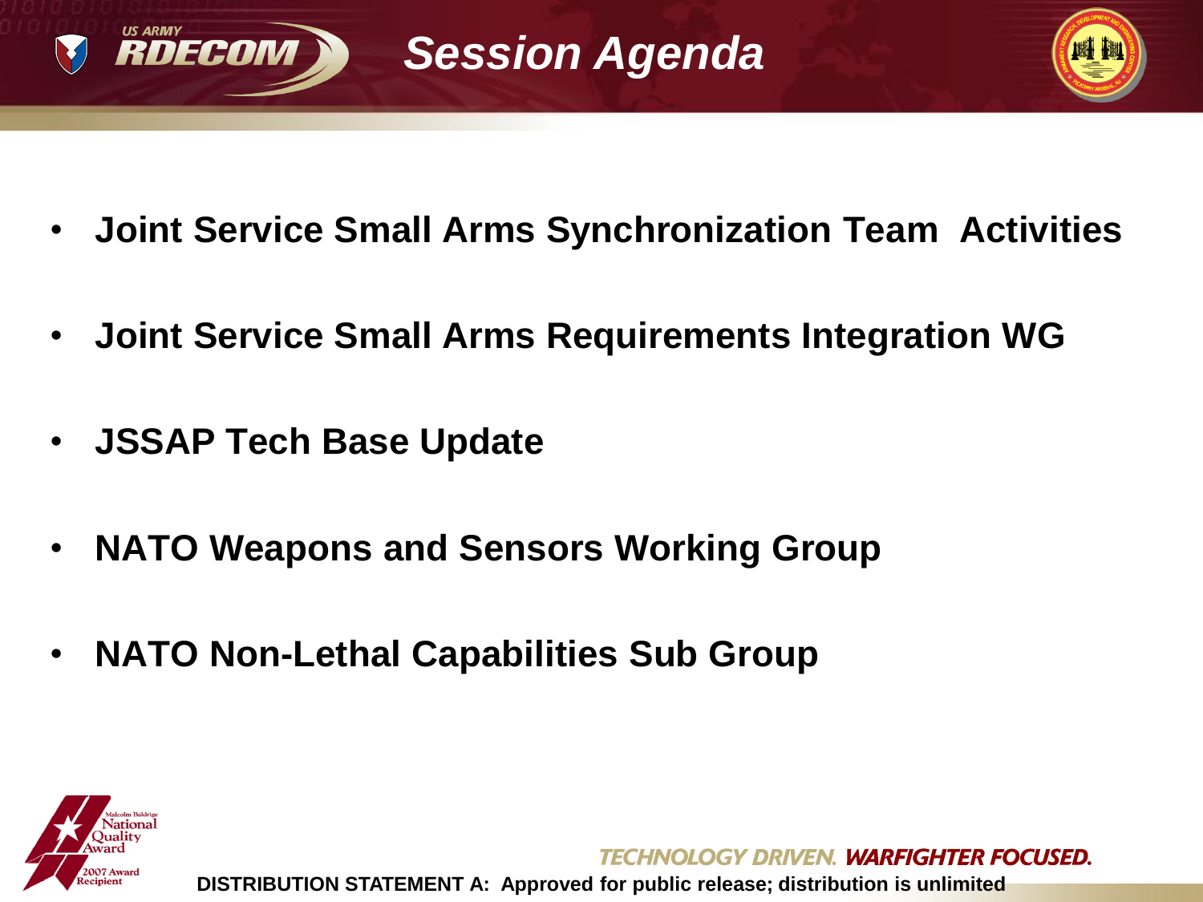# Session Agenda

- **Joint Service Small Arms Synchronization Team Activities**
- **Joint Service Small Arms Requirements Integration WG**
- **JSSAP Tech Base Update**
- **NATO Weapons and Sensors Working Group**
- **NATO Non-Lethal Capabilities Sub Group**

**DISTRIBUTION STATEMENT A: Approved for public release; distribution is unlimited**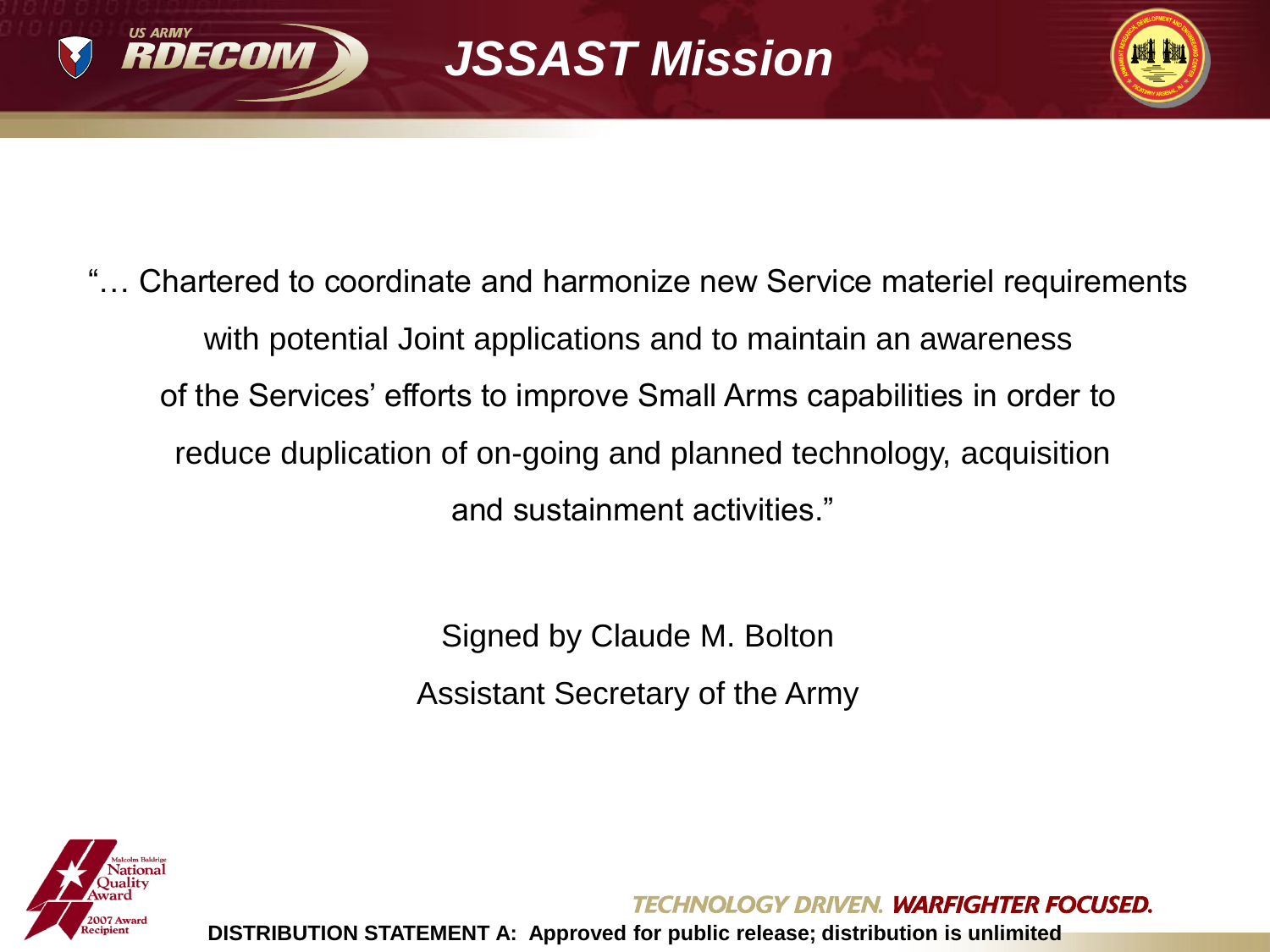# JSSAST Mission

"… Chartered to coordinate and harmonize new Service materiel requirements with potential Joint applications and to maintain an awareness of the Services' efforts to improve Small Arms capabilities in order to reduce duplication of on-going and planned technology, acquisition and sustainment activities."

Signed by Claude M. Bolton

Assistant Secretary of the Army

DISTRIBUTION STATEMENT A: Approved for public release; distribution is unlimited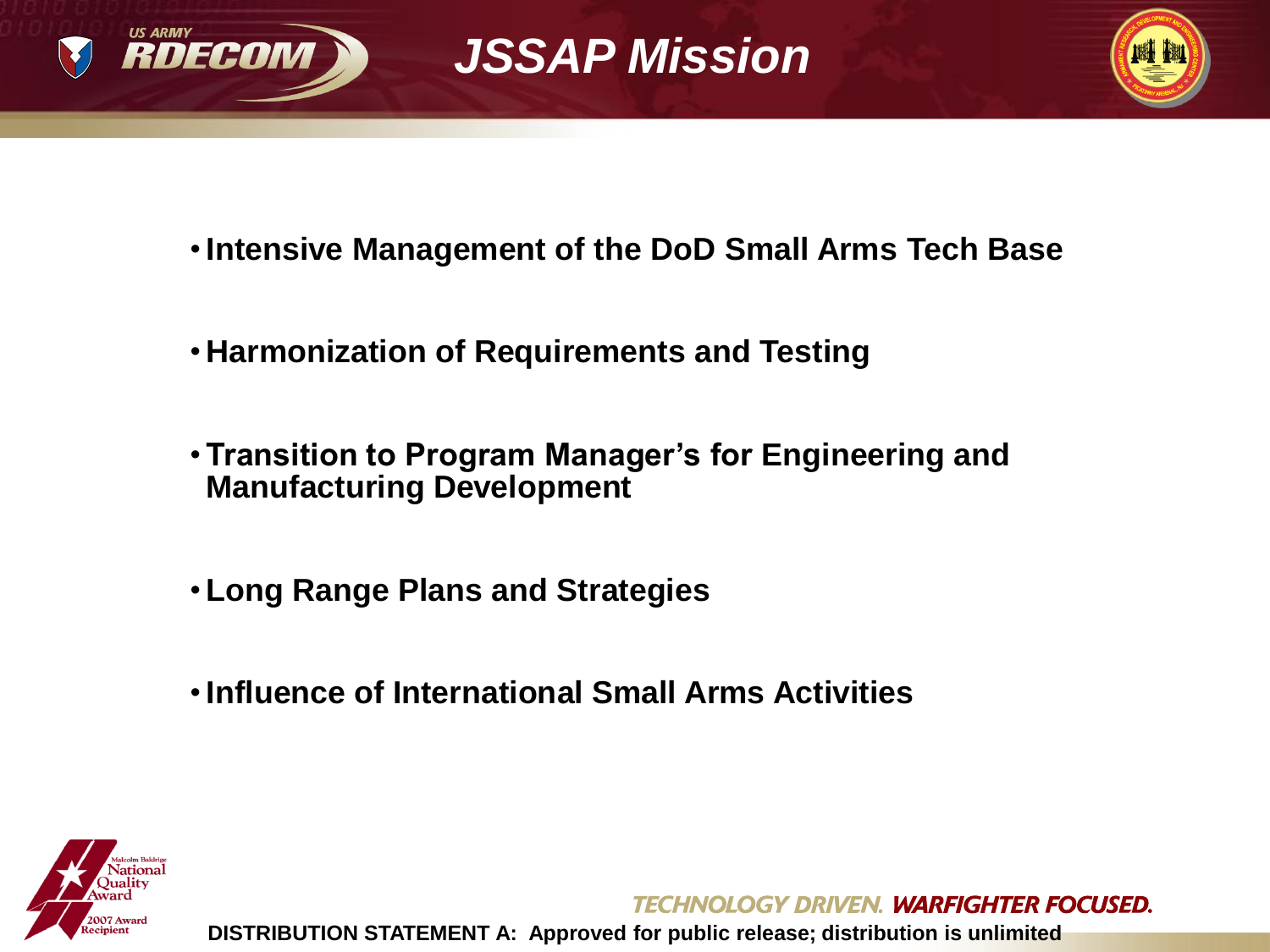# JSSAP Mission

- **Intensive Management of the DoD Small Arms Tech Base**
- **Harmonization of Requirements and Testing**
- **Transition to Program Manager's for Engineering and Manufacturing Development**
- **Long Range Plans and Strategies**
- **Influence of International Small Arms Activities**

**DISTRIBUTION STATEMENT A: Approved for public release; distribution is unlimited**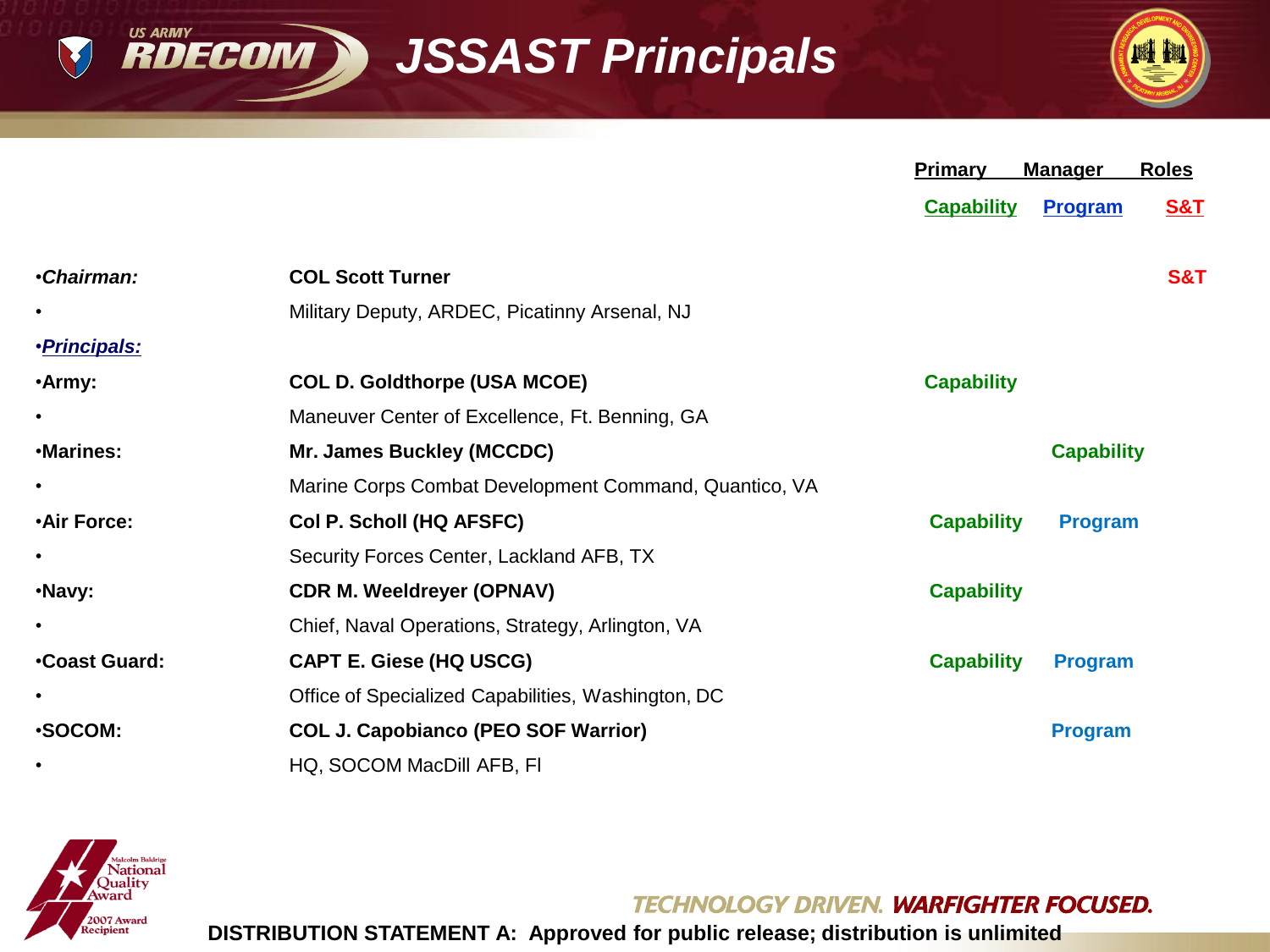# JSSAST Principals

| | | Primary Manager Roles | | |
|---|---|---|---|---|
| | | Capability | Program | S&T |
| *Chairman:* | **COL Scott Turner** | | | **S&T** |
| | Military Deputy, ARDEC, Picatinny Arsenal, NJ | | | |
| ***Principals:*** | | | | |
| **Army:** | **COL D. Goldthorpe (USA MCOE)** | **Capability** | | |
| | Maneuver Center of Excellence, Ft. Benning, GA | | | |
| **Marines:** | **Mr. James Buckley (MCCDC)** | | **Capability** | |
| | Marine Corps Combat Development Command, Quantico, VA | | | |
| **Air Force:** | **Col P. Scholl (HQ AFSFC)** | **Capability** | **Program** | |
| | Security Forces Center, Lackland AFB, TX | | | |
| **Navy:** | **CDR M. Weeldreyer (OPNAV)** | **Capability** | | |
| | Chief, Naval Operations, Strategy, Arlington, VA | | | |
| **Coast Guard:** | **CAPT E. Giese (HQ USCG)** | **Capability** | **Program** | |
| | Office of Specialized Capabilities, Washington, DC | | | |
| **SOCOM:** | **COL J. Capobianco (PEO SOF Warrior)** | | **Program** | |
| | HQ, SOCOM MacDill AFB, Fl | | | |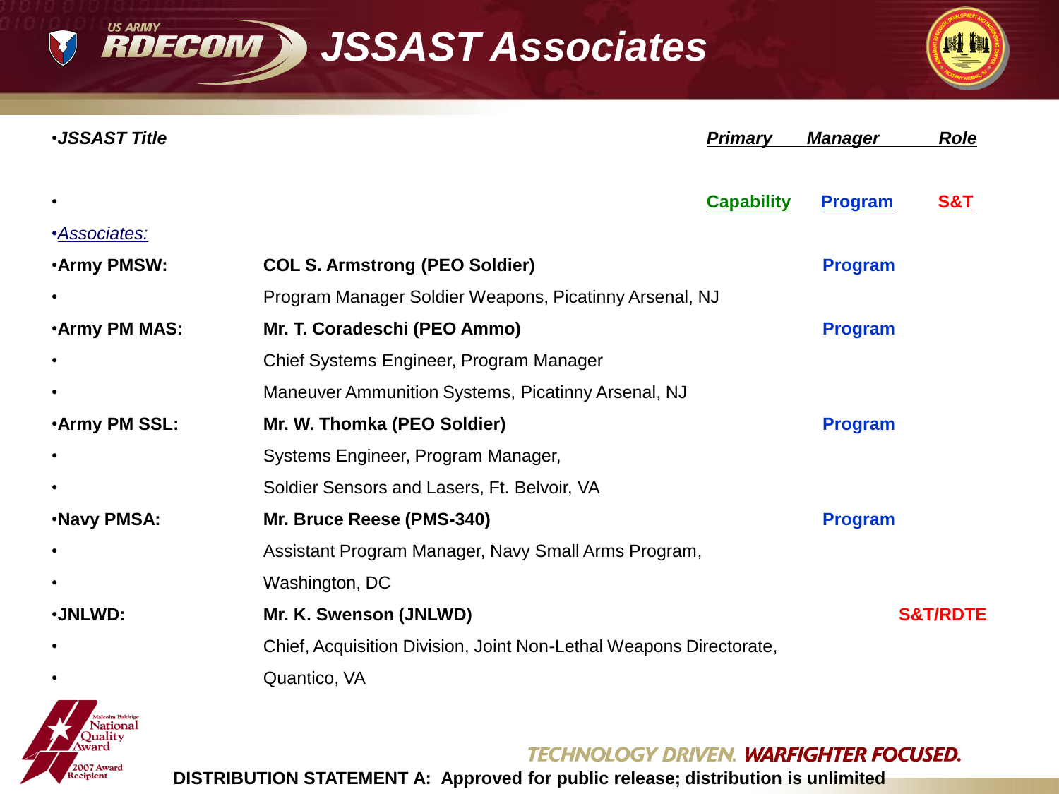# JSSAST Associates

| *JSSAST Title* | | Primary Capability | Manager Program | Role S&T |
|---|---|---|---|---|
| *Associates:* | | | | |
| **Army PMSW:** | **COL S. Armstrong (PEO Soldier)** Program Manager Soldier Weapons, Picatinny Arsenal, NJ | | Program | |
| **Army PM MAS:** | **Mr. T. Coradeschi (PEO Ammo)** Chief Systems Engineer, Program Manager Maneuver Ammunition Systems, Picatinny Arsenal, NJ | | Program | |
| **Army PM SSL:** | **Mr. W. Thomka (PEO Soldier)** Systems Engineer, Program Manager, Soldier Sensors and Lasers, Ft. Belvoir, VA | | Program | |
| **Navy PMSA:** | **Mr. Bruce Reese (PMS-340)** Assistant Program Manager, Navy Small Arms Program, Washington, DC | | Program | |
| **JNLWD:** | **Mr. K. Swenson (JNLWD)** Chief, Acquisition Division, Joint Non-Lethal Weapons Directorate, Quantico, VA | | | S&T/RDTE |

TECHNOLOGY DRIVEN. WARFIGHTER FOCUSED.

DISTRIBUTION STATEMENT A: Approved for public release; distribution is unlimited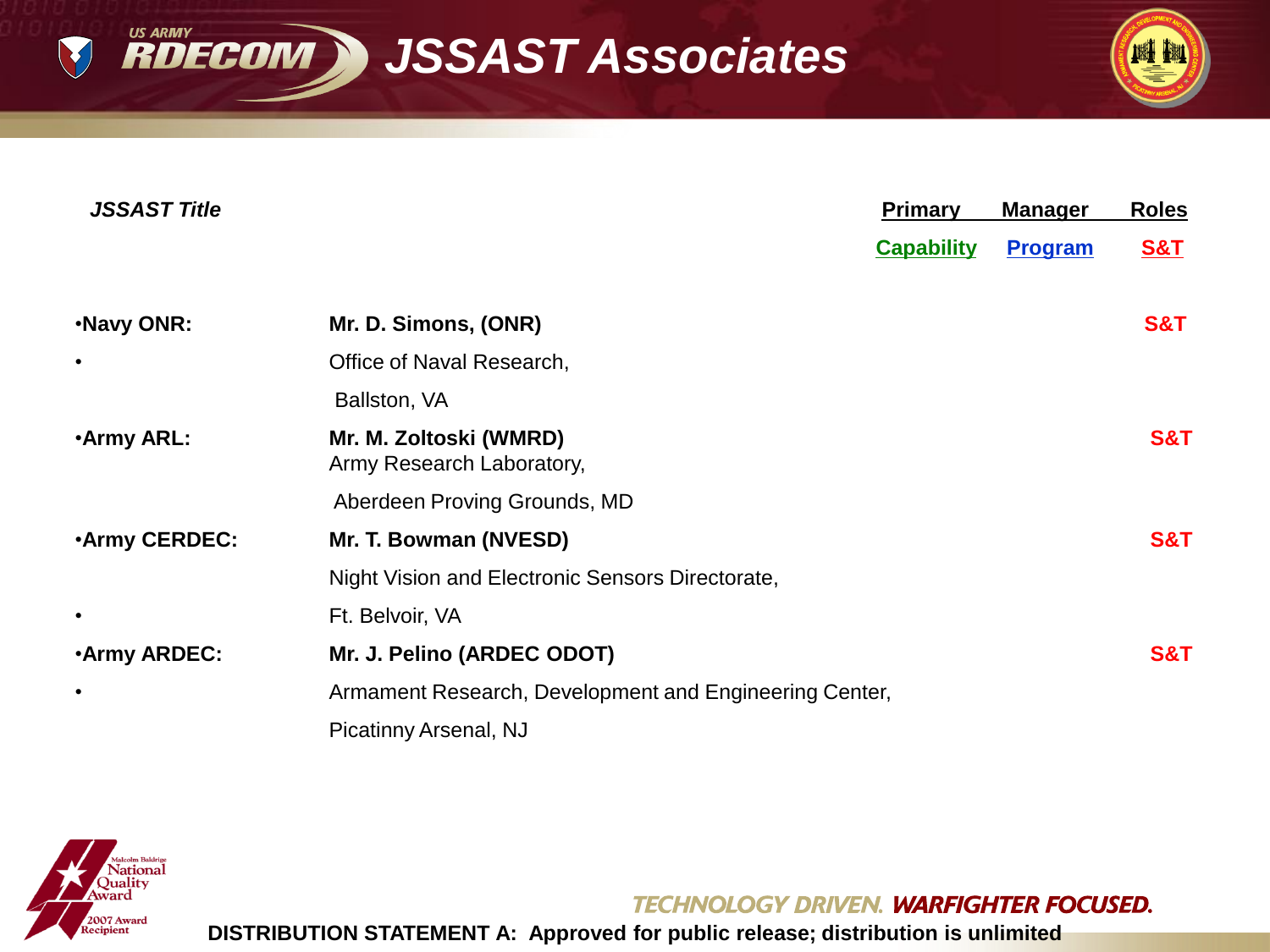# JSSAST Associates

| *JSSAST Title* | | Primary Capability | Manager Program | Roles S&T |
|---|---|---|---|---|
| •Navy ONR: | **Mr. D. Simons, (ONR)** Office of Naval Research, Ballston, VA | | | **S&T** |
| •Army ARL: | **Mr. M. Zoltoski (WMRD)** Army Research Laboratory, Aberdeen Proving Grounds, MD | | | **S&T** |
| •Army CERDEC: | **Mr. T. Bowman (NVESD)** Night Vision and Electronic Sensors Directorate, Ft. Belvoir, VA | | | **S&T** |
| •Army ARDEC: | **Mr. J. Pelino (ARDEC ODOT)** Armament Research, Development and Engineering Center, Picatinny Arsenal, NJ | | | **S&T** |

TECHNOLOGY DRIVEN. WARFIGHTER FOCUSED.

**DISTRIBUTION STATEMENT A: Approved for public release; distribution is unlimited**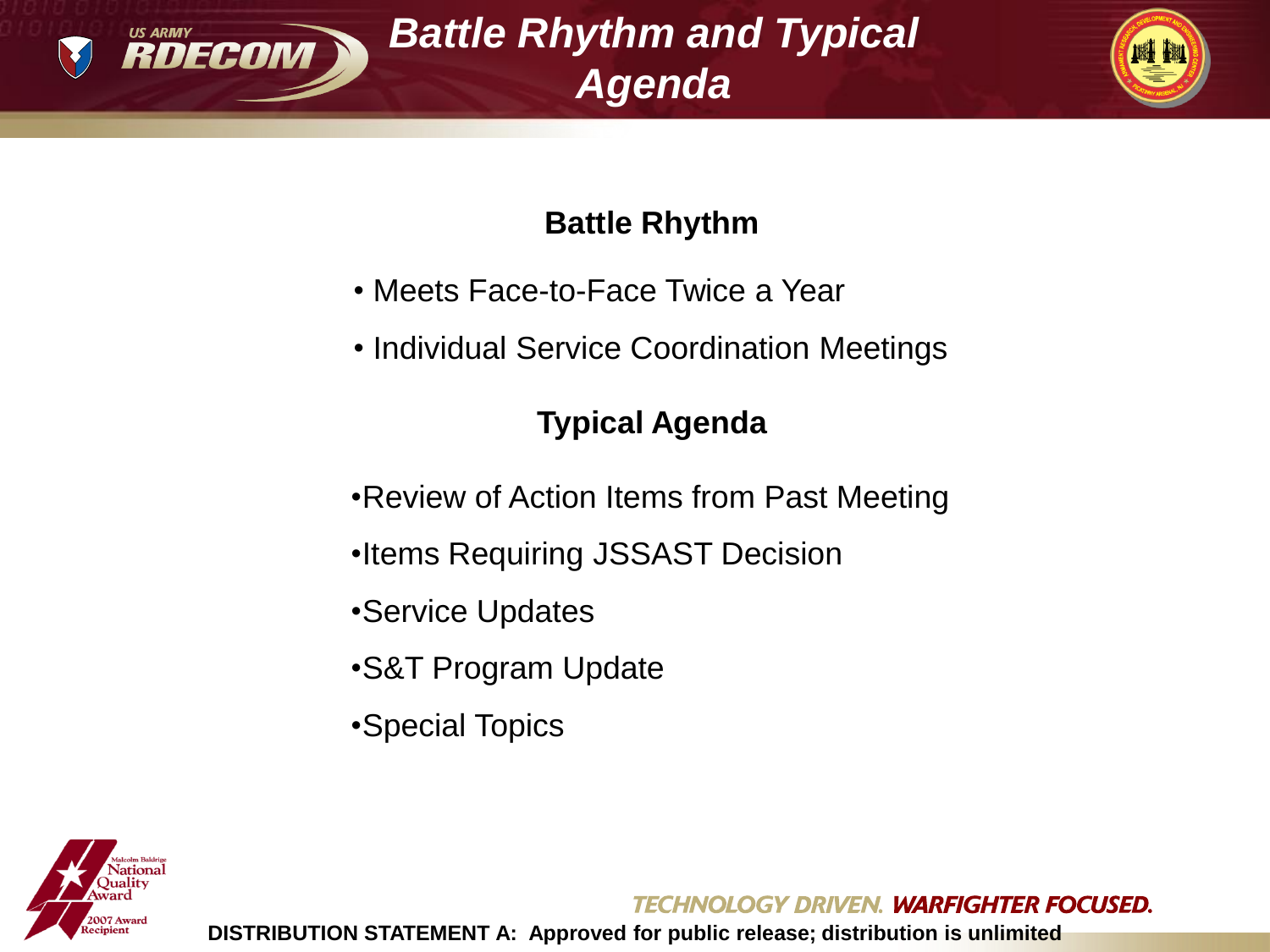# Battle Rhythm and Typical Agenda

## Battle Rhythm

- Meets Face-to-Face Twice a Year
- Individual Service Coordination Meetings

## Typical Agenda

- Review of Action Items from Past Meeting
- Items Requiring JSSAST Decision
- Service Updates
- S&T Program Update
- Special Topics

DISTRIBUTION STATEMENT A: Approved for public release; distribution is unlimited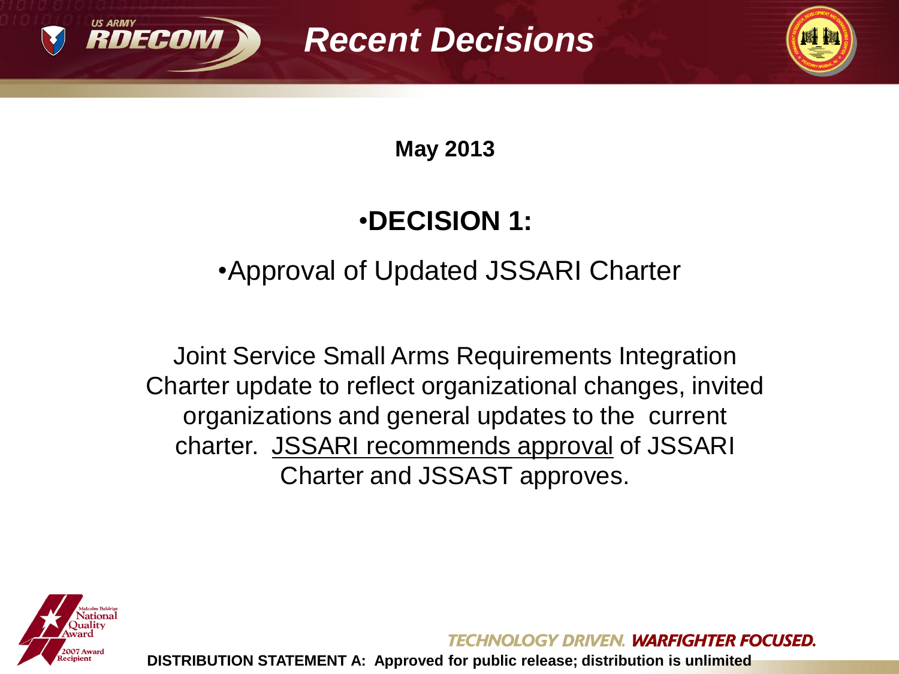# Recent Decisions

**May 2013**

## •DECISION 1:

•Approval of Updated JSSARI Charter

Joint Service Small Arms Requirements Integration Charter update to reflect organizational changes, invited organizations and general updates to the current charter. JSSARI recommends approval of JSSARI Charter and JSSAST approves.

DISTRIBUTION STATEMENT A: Approved for public release; distribution is unlimited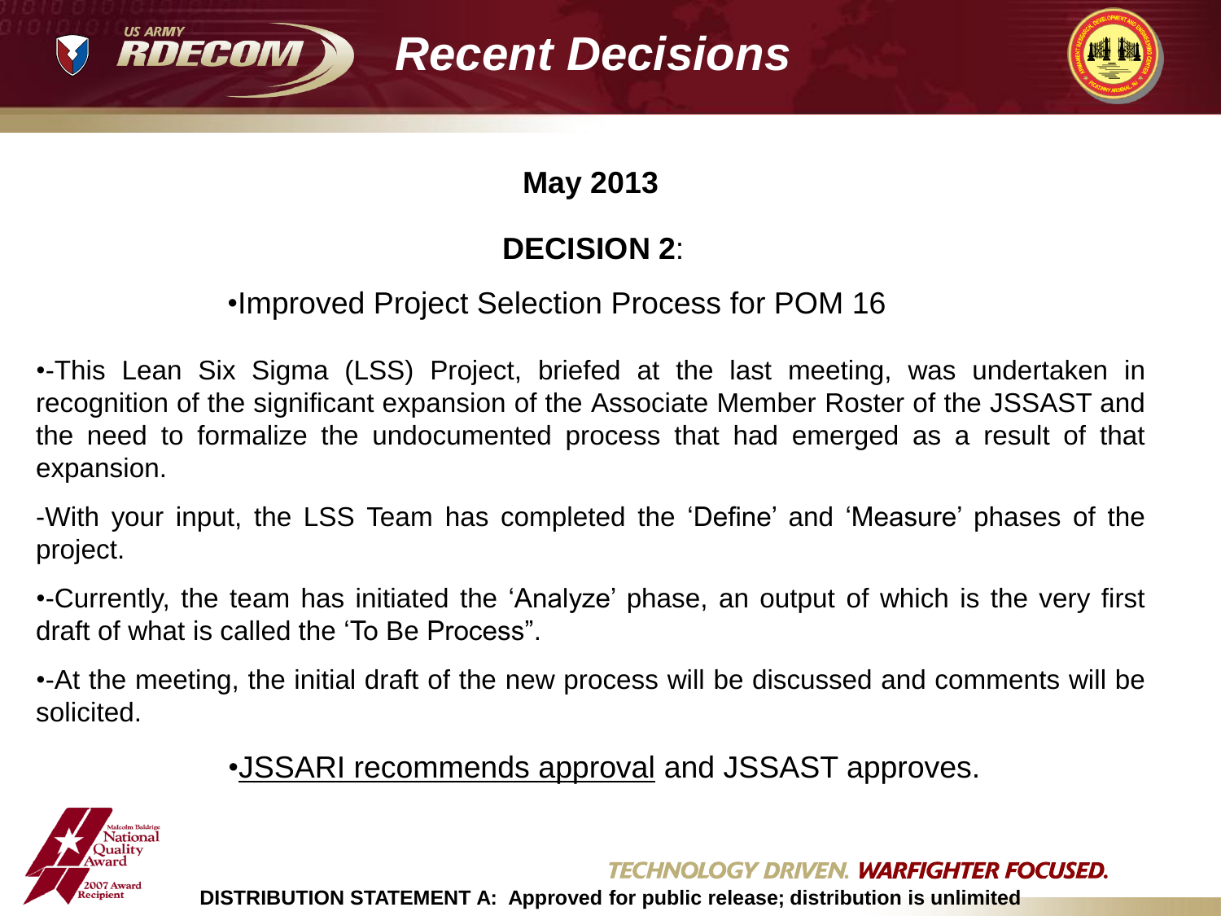# Recent Decisions

**May 2013**

**DECISION 2**:

•Improved Project Selection Process for POM 16

•-This Lean Six Sigma (LSS) Project, briefed at the last meeting, was undertaken in recognition of the significant expansion of the Associate Member Roster of the JSSAST and the need to formalize the undocumented process that had emerged as a result of that expansion.

-With your input, the LSS Team has completed the 'Define' and 'Measure' phases of the project.

•-Currently, the team has initiated the 'Analyze' phase, an output of which is the very first draft of what is called the 'To Be Process".

•-At the meeting, the initial draft of the new process will be discussed and comments will be solicited.

•JSSARI recommends approval and JSSAST approves.

DISTRIBUTION STATEMENT A: Approved for public release; distribution is unlimited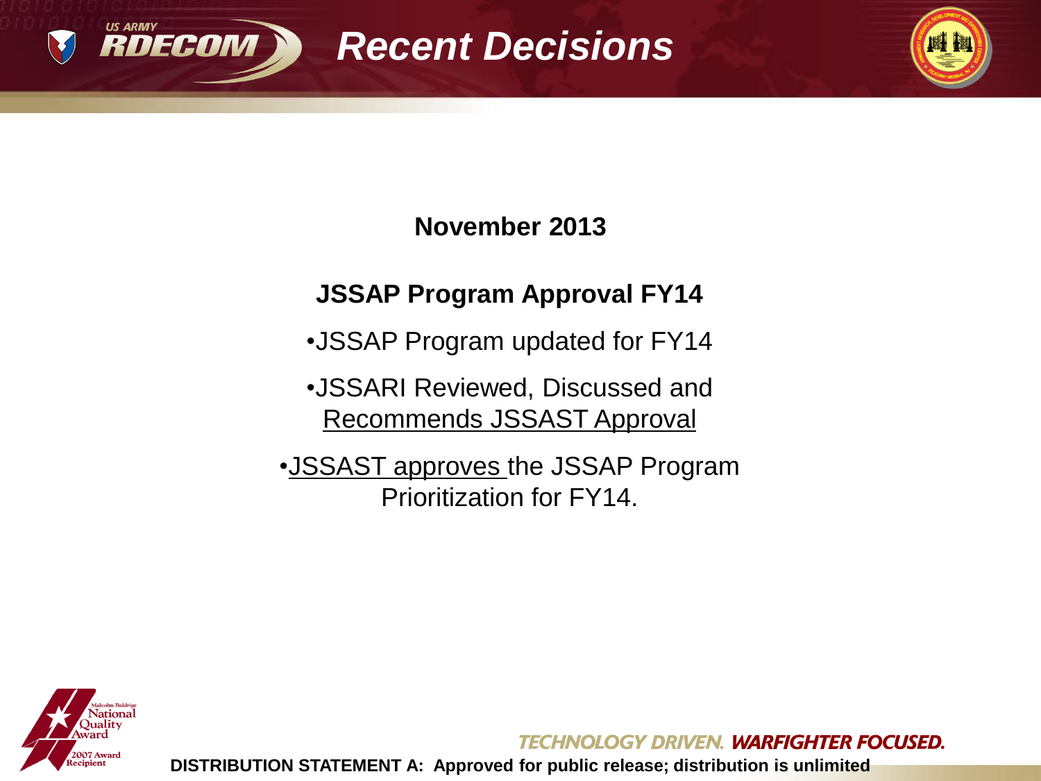# Recent Decisions

**November 2013**

**JSSAP Program Approval FY14**

- JSSAP Program updated for FY14
- JSSARI Reviewed, Discussed and Recommends JSSAST Approval
- JSSAST approves the JSSAP Program Prioritization for FY14.

TECHNOLOGY DRIVEN. WARFIGHTER FOCUSED.

**DISTRIBUTION STATEMENT A: Approved for public release; distribution is unlimited**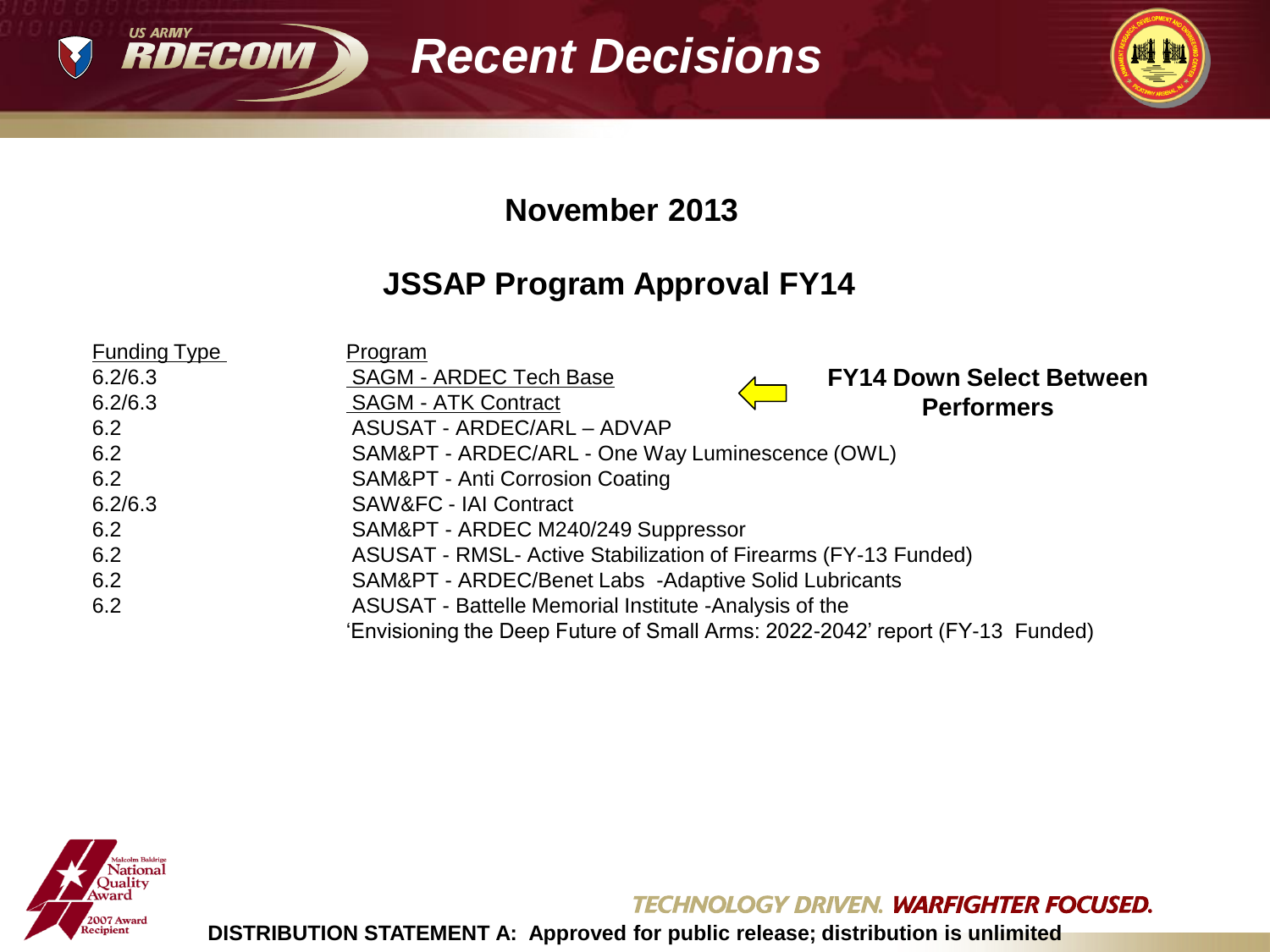# Recent Decisions

## November 2013

## JSSAP Program Approval FY14

| Funding Type | Program |
|---|---|
| 6.2/6.3 | SAGM - ARDEC Tech Base |
| 6.2/6.3 | SAGM - ATK Contract |
| 6.2 | ASUSAT - ARDEC/ARL – ADVAP |
| 6.2 | SAM&PT - ARDEC/ARL - One Way Luminescence (OWL) |
| 6.2 | SAM&PT - Anti Corrosion Coating |
| 6.2/6.3 | SAW&FC - IAI Contract |
| 6.2 | SAM&PT - ARDEC M240/249 Suppressor |
| 6.2 | ASUSAT - RMSL- Active Stabilization of Firearms (FY-13 Funded) |
| 6.2 | SAM&PT - ARDEC/Benet Labs -Adaptive Solid Lubricants |
| 6.2 | ASUSAT - Battelle Memorial Institute -Analysis of the 'Envisioning the Deep Future of Small Arms: 2022-2042' report (FY-13 Funded) |

**FY14 Down Select Between Performers** (SAGM - ARDEC Tech Base / SAGM - ATK Contract)

TECHNOLOGY DRIVEN. WARFIGHTER FOCUSED.

**DISTRIBUTION STATEMENT A: Approved for public release; distribution is unlimited**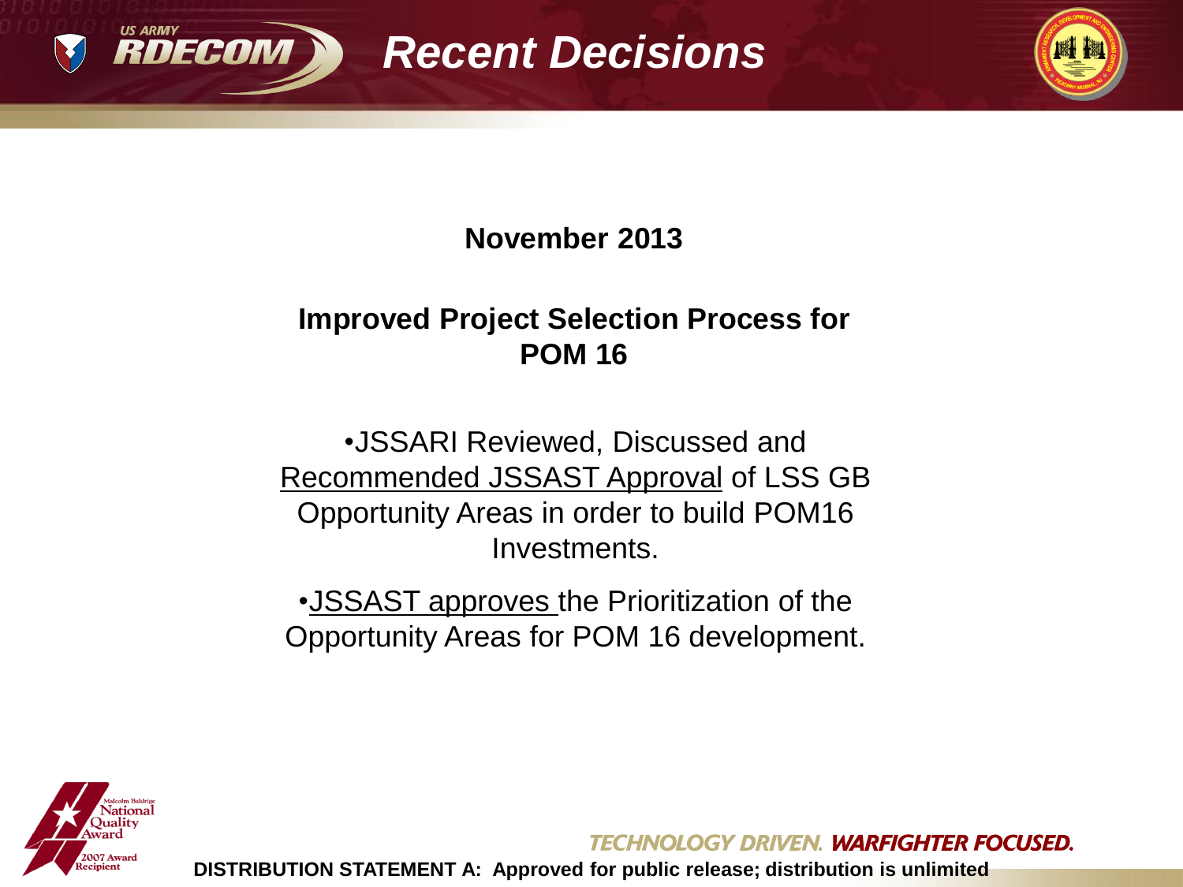# Recent Decisions

**November 2013**

**Improved Project Selection Process for POM 16**

- JSSARI Reviewed, Discussed and Recommended JSSAST Approval of LSS GB Opportunity Areas in order to build POM16 Investments.
- JSSAST approves the Prioritization of the Opportunity Areas for POM 16 development.

TECHNOLOGY DRIVEN. WARFIGHTER FOCUSED.

DISTRIBUTION STATEMENT A: Approved for public release; distribution is unlimited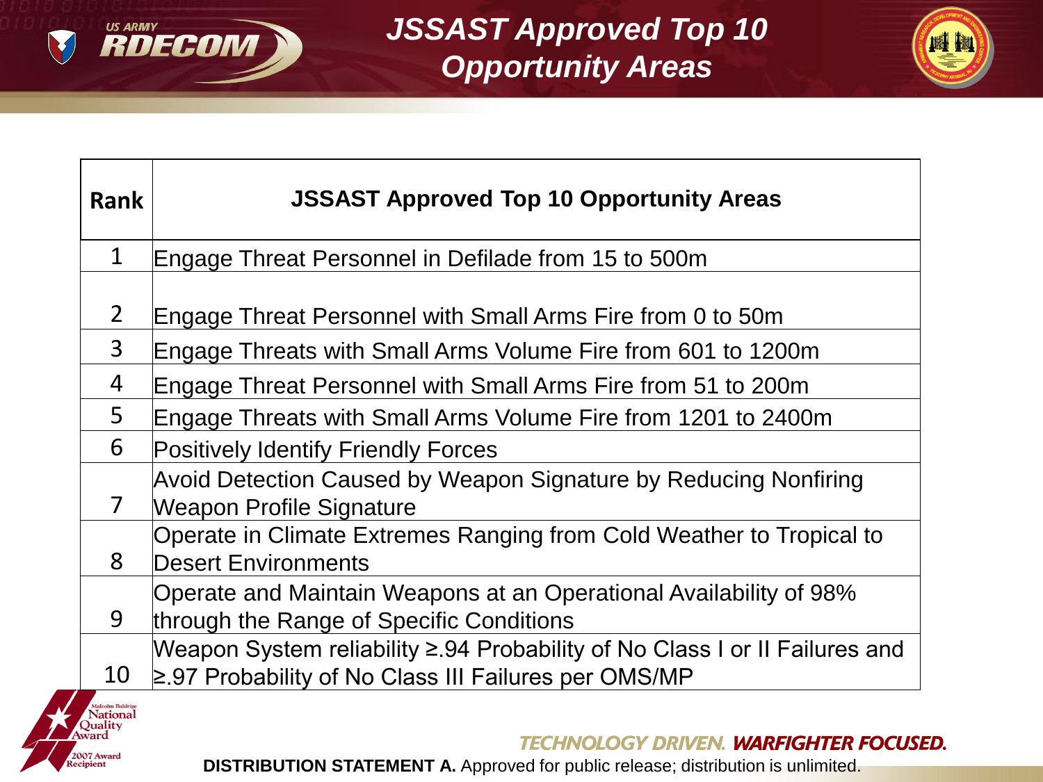# JSSAST Approved Top 10 Opportunity Areas

| Rank | JSSAST Approved Top 10 Opportunity Areas |
|---|---|
| 1 | Engage Threat Personnel in Defilade from 15 to 500m |
| 2 | Engage Threat Personnel with Small Arms Fire from 0 to 50m |
| 3 | Engage Threats with Small Arms Volume Fire from 601 to 1200m |
| 4 | Engage Threat Personnel with Small Arms Fire from 51 to 200m |
| 5 | Engage Threats with Small Arms Volume Fire from 1201 to 2400m |
| 6 | Positively Identify Friendly Forces |
| 7 | Avoid Detection Caused by Weapon Signature by Reducing Nonfiring Weapon Profile Signature |
| 8 | Operate in Climate Extremes Ranging from Cold Weather to Tropical to Desert Environments |
| 9 | Operate and Maintain Weapons at an Operational Availability of 98% through the Range of Specific Conditions |
| 10 | Weapon System reliability ≥.94 Probability of No Class I or II Failures and ≥.97 Probability of No Class III Failures per OMS/MP |

**DISTRIBUTION STATEMENT A.** Approved for public release; distribution is unlimited.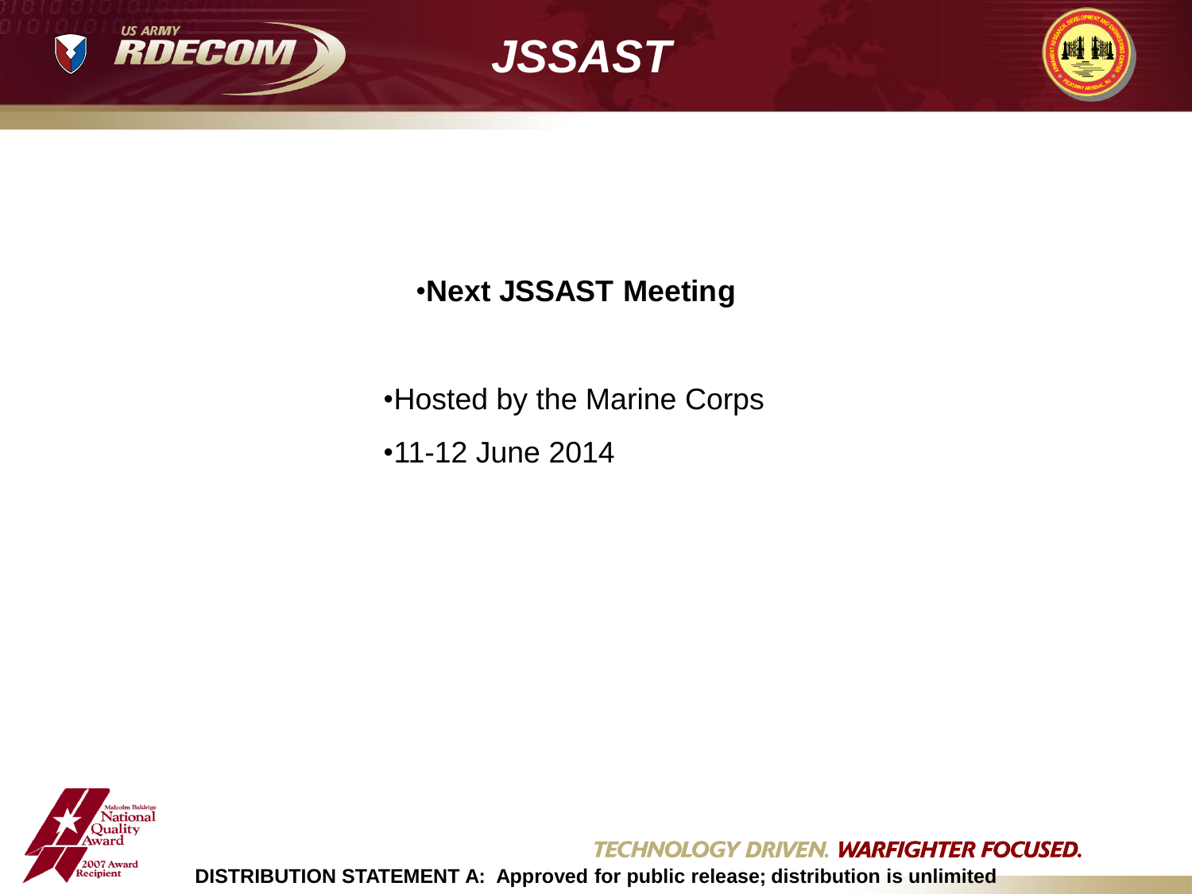# JSSAST

**•Next JSSAST Meeting**

•Hosted by the Marine Corps

•11-12 June 2014

TECHNOLOGY DRIVEN. WARFIGHTER FOCUSED.

**DISTRIBUTION STATEMENT A: Approved for public release; distribution is unlimited**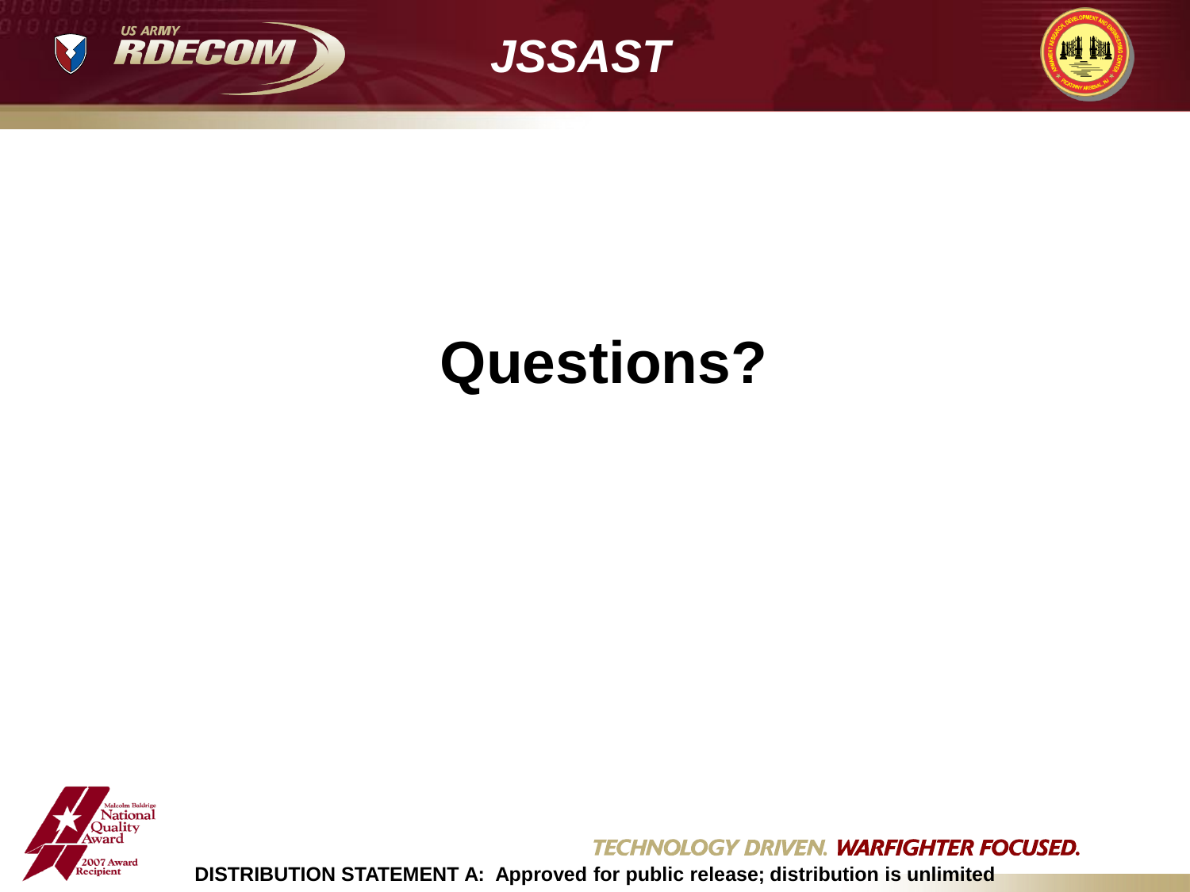# Questions?